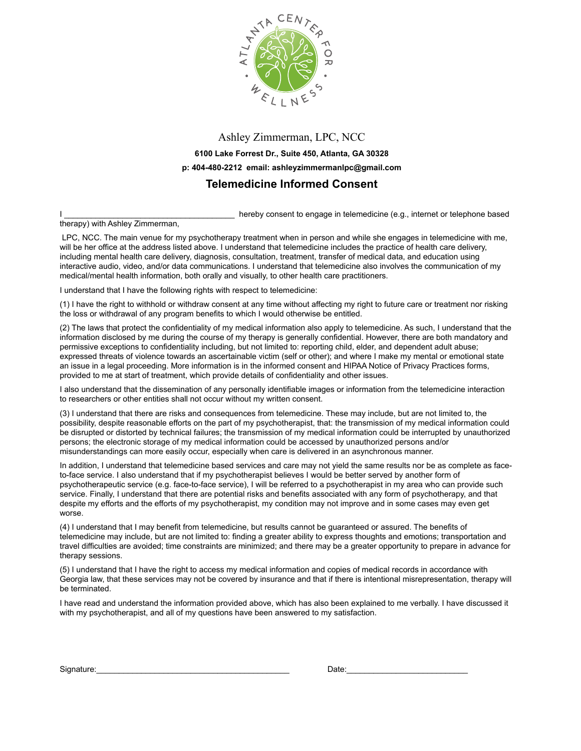ATLANTA CENTER FOR WELLNESS

Ashley Zimmerman, LPC, NCC

**6100 Lake Forrest Dr., Suite 450, Atlanta, GA 30328**

**p: 404-480-2212 email: ashleyzimmermanlpc@gmail.com**

## Telemedicine Informed Consent

I ______________________________________ hereby consent to engage in telemedicine (e.g., internet or telephone based therapy) with Ashley Zimmerman,

LPC, NCC. The main venue for my psychotherapy treatment when in person and while she engages in telemedicine with me, will be her office at the address listed above. I understand that telemedicine includes the practice of health care delivery, including mental health care delivery, diagnosis, consultation, treatment, transfer of medical data, and education using interactive audio, video, and/or data communications. I understand that telemedicine also involves the communication of my medical/mental health information, both orally and visually, to other health care practitioners.

I understand that I have the following rights with respect to telemedicine:

(1) I have the right to withhold or withdraw consent at any time without affecting my right to future care or treatment nor risking the loss or withdrawal of any program benefits to which I would otherwise be entitled.

(2) The laws that protect the confidentiality of my medical information also apply to telemedicine. As such, I understand that the information disclosed by me during the course of my therapy is generally confidential. However, there are both mandatory and permissive exceptions to confidentiality including, but not limited to: reporting child, elder, and dependent adult abuse; expressed threats of violence towards an ascertainable victim (self or other); and where I make my mental or emotional state an issue in a legal proceeding. More information is in the informed consent and HIPAA Notice of Privacy Practices forms, provided to me at start of treatment, which provide details of confidentiality and other issues.

I also understand that the dissemination of any personally identifiable images or information from the telemedicine interaction to researchers or other entities shall not occur without my written consent.

(3) I understand that there are risks and consequences from telemedicine. These may include, but are not limited to, the possibility, despite reasonable efforts on the part of my psychotherapist, that: the transmission of my medical information could be disrupted or distorted by technical failures; the transmission of my medical information could be interrupted by unauthorized persons; the electronic storage of my medical information could be accessed by unauthorized persons and/or misunderstandings can more easily occur, especially when care is delivered in an asynchronous manner.

In addition, I understand that telemedicine based services and care may not yield the same results nor be as complete as face-to-face service. I also understand that if my psychotherapist believes I would be better served by another form of psychotherapeutic service (e.g. face-to-face service), I will be referred to a psychotherapist in my area who can provide such service. Finally, I understand that there are potential risks and benefits associated with any form of psychotherapy, and that despite my efforts and the efforts of my psychotherapist, my condition may not improve and in some cases may even get worse.

(4) I understand that I may benefit from telemedicine, but results cannot be guaranteed or assured. The benefits of telemedicine may include, but are not limited to: finding a greater ability to express thoughts and emotions; transportation and travel difficulties are avoided; time constraints are minimized; and there may be a greater opportunity to prepare in advance for therapy sessions.

(5) I understand that I have the right to access my medical information and copies of medical records in accordance with Georgia law, that these services may not be covered by insurance and that if there is intentional misrepresentation, therapy will be terminated.

I have read and understand the information provided above, which has also been explained to me verbally. I have discussed it with my psychotherapist, and all of my questions have been answered to my satisfaction.

Signature:___________________________________________ Date:___________________________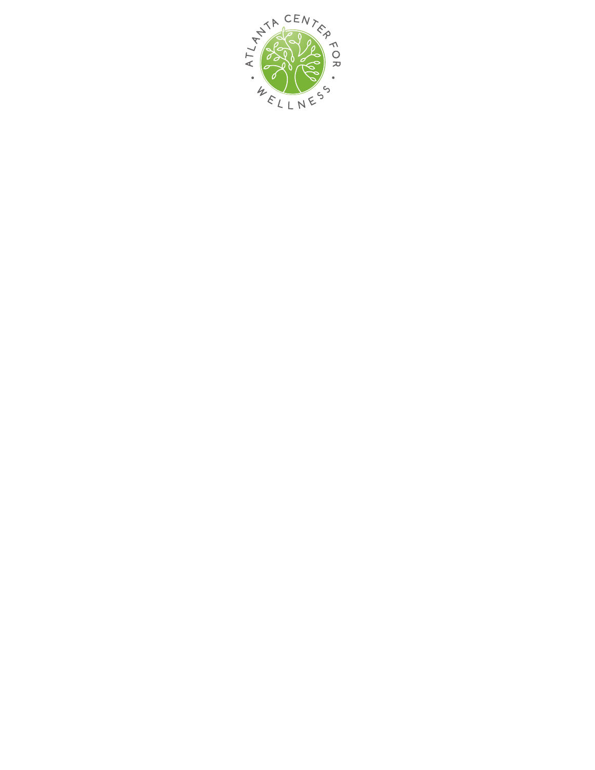ATLANTA CENTER FOR WELLNESS